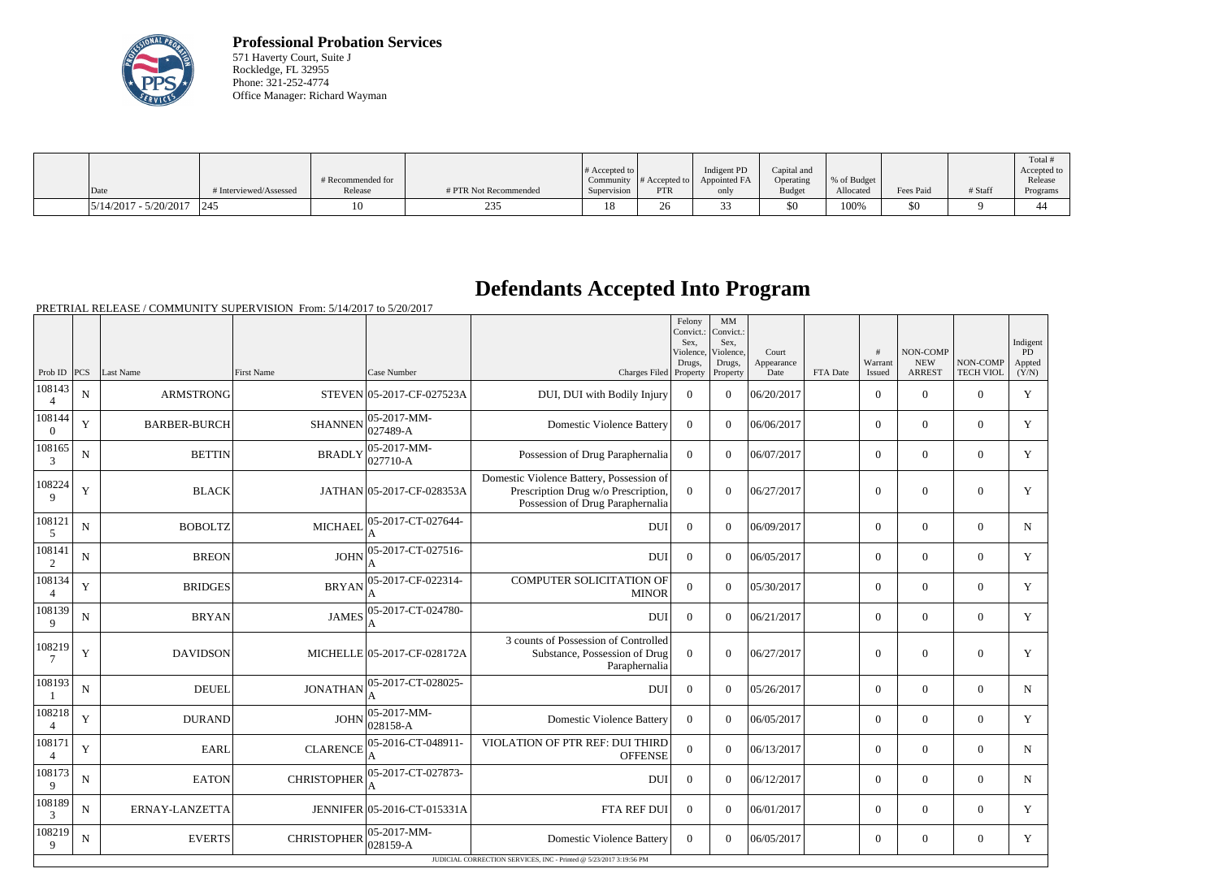**Professional Probation Services**
571 Haverty Court, Suite J
Rockledge, FL 32955
Phone: 321-252-4774
Office Manager: Richard Wayman

| Date | # Interviewed/Assessed | # Recommended for Release | # PTR Not Recommended | # Accepted to Community Supervision | # Accepted to PTR | Indigent PD Appointed FA only | Capital and Operating Budget | % of Budget Allocated | Fees Paid | # Staff | Total # Accepted to Release Programs |
|---|---|---|---|---|---|---|---|---|---|---|---|
| 5/14/2017 - 5/20/2017 | 245 | 10 | 235 | 18 | 26 | 33 | $0 | 100% | $0 | 9 | 44 |

# Defendants Accepted Into Program

PRETRIAL RELEASE / COMMUNITY SUPERVISION From: 5/14/2017 to 5/20/2017

| Prob ID | PCS | Last Name | First Name | Case Number | Charges Filed | Felony Convict.: Sex, Violence, Drugs, Property | MM Convict.: Sex, Violence, Drugs, Property | Court Appearance Date | FTA Date | # Warrant Issued | NON-COMP NEW ARREST | NON-COMP TECH VIOL | Indigent PD Appted (Y/N) |
|---|---|---|---|---|---|---|---|---|---|---|---|---|---|
| 1081434 | N | ARMSTRONG | STEVEN | 05-2017-CF-027523A | DUI, DUI with Bodily Injury | 0 | 0 | 06/20/2017 | | 0 | 0 | 0 | Y |
| 1081440 | Y | BARBER-BURCH | SHANNEN | 05-2017-MM-027489-A | Domestic Violence Battery | 0 | 0 | 06/06/2017 | | 0 | 0 | 0 | Y |
| 1081653 | N | BETTIN | BRADLY | 05-2017-MM-027710-A | Possession of Drug Paraphernalia | 0 | 0 | 06/07/2017 | | 0 | 0 | 0 | Y |
| 1082249 | Y | BLACK | JATHAN | 05-2017-CF-028353A | Domestic Violence Battery, Possession of Prescription Drug w/o Prescription, Possession of Drug Paraphernalia | 0 | 0 | 06/27/2017 | | 0 | 0 | 0 | Y |
| 1081215 | N | BOBOLTZ | MICHAEL | 05-2017-CT-027644-A | DUI | 0 | 0 | 06/09/2017 | | 0 | 0 | 0 | N |
| 1081412 | N | BREON | JOHN | 05-2017-CT-027516-A | DUI | 0 | 0 | 06/05/2017 | | 0 | 0 | 0 | Y |
| 1081344 | Y | BRIDGES | BRYAN | 05-2017-CF-022314-A | COMPUTER SOLICITATION OF MINOR | 0 | 0 | 05/30/2017 | | 0 | 0 | 0 | Y |
| 1081399 | N | BRYAN | JAMES | 05-2017-CT-024780-A | DUI | 0 | 0 | 06/21/2017 | | 0 | 0 | 0 | Y |
| 1082197 | Y | DAVIDSON | MICHELLE | 05-2017-CF-028172A | 3 counts of Possession of Controlled Substance, Possession of Drug Paraphernalia | 0 | 0 | 06/27/2017 | | 0 | 0 | 0 | Y |
| 1081931 | N | DEUEL | JONATHAN | 05-2017-CT-028025-A | DUI | 0 | 0 | 05/26/2017 | | 0 | 0 | 0 | N |
| 1082184 | Y | DURAND | JOHN | 05-2017-MM-028158-A | Domestic Violence Battery | 0 | 0 | 06/05/2017 | | 0 | 0 | 0 | Y |
| 1081714 | Y | EARL | CLARENCE | 05-2016-CT-048911-A | VIOLATION OF PTR REF: DUI THIRD OFFENSE | 0 | 0 | 06/13/2017 | | 0 | 0 | 0 | N |
| 1081739 | N | EATON | CHRISTOPHER | 05-2017-CT-027873-A | DUI | 0 | 0 | 06/12/2017 | | 0 | 0 | 0 | N |
| 1081893 | N | ERNAY-LANZETTA | JENNIFER | 05-2016-CT-015331A | FTA REF DUI | 0 | 0 | 06/01/2017 | | 0 | 0 | 0 | Y |
| 1082199 | N | EVERTS | CHRISTOPHER | 05-2017-MM-028159-A | Domestic Violence Battery | 0 | 0 | 06/05/2017 | | 0 | 0 | 0 | Y |

JUDICIAL CORRECTION SERVICES, INC - Printed @ 5/23/2017 3:19:56 PM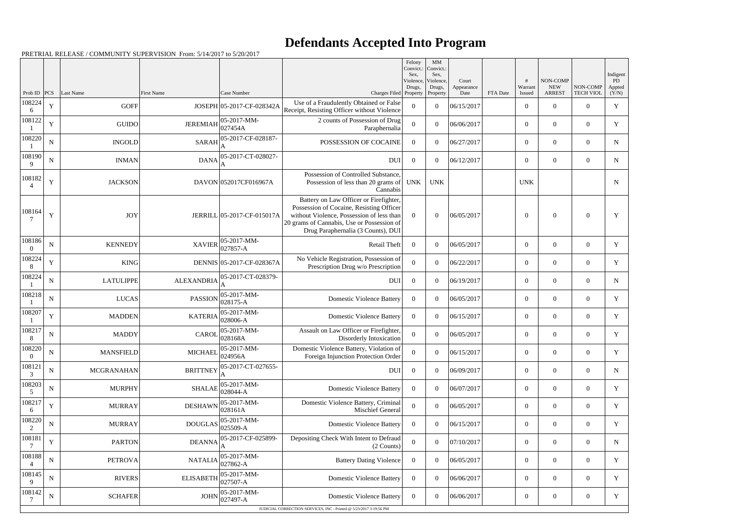# Defendants Accepted Into Program

PRETRIAL RELEASE / COMMUNITY SUPERVISION From: 5/14/2017 to 5/20/2017

| Prob ID | PCS | Last Name | First Name | Case Number | Charges Filed | Felony Convict.: Sex, Violence, Drugs, Property | MM Convict.: Sex, Violence, Drugs, Property | Court Appearance Date | FTA Date | # Warrant Issued | NON-COMP NEW ARREST | NON-COMP TECH VIOL | Indigent PD Appted (Y/N) |
|---|---|---|---|---|---|---|---|---|---|---|---|---|---|
| 1082246 | Y | GOFF | JOSEPH | 05-2017-CF-028342A | Use of a Fraudulently Obtained or False Receipt, Resisting Officer without Violence | 0 | 0 | 06/15/2017 | | 0 | 0 | 0 | Y |
| 1081221 | Y | GUIDO | JEREMIAH | 05-2017-MM-027454A | 2 counts of Possession of Drug Paraphernalia | 0 | 0 | 06/06/2017 | | 0 | 0 | 0 | Y |
| 1082201 | N | INGOLD | SARAH | 05-2017-CF-028187-A | POSSESSION OF COCAINE | 0 | 0 | 06/27/2017 | | 0 | 0 | 0 | N |
| 1081909 | N | INMAN | DANA | 05-2017-CT-028027-A | DUI | 0 | 0 | 06/12/2017 | | 0 | 0 | 0 | N |
| 1081824 | Y | JACKSON | DAVON | 052017CF016967A | Possession of Controlled Substance, Possession of less than 20 grams of Cannabis | UNK | UNK | | | UNK | | | N |
| 1081647 | Y | JOY | JERRILL | 05-2017-CF-015017A | Battery on Law Officer or Firefighter, Possession of Cocaine, Resisting Officer without Violence, Possession of less than 20 grams of Cannabis, Use or Possession of Drug Paraphernalia (3 Counts), DUI | 0 | 0 | 06/05/2017 | | 0 | 0 | 0 | Y |
| 1081860 | N | KENNEDY | XAVIER | 05-2017-MM-027857-A | Retail Theft | 0 | 0 | 06/05/2017 | | 0 | 0 | 0 | Y |
| 1082248 | Y | KING | DENNIS | 05-2017-CF-028367A | No Vehicle Registration, Possession of Prescription Drug w/o Prescription | 0 | 0 | 06/22/2017 | | 0 | 0 | 0 | Y |
| 1082241 | N | LATULIPPE | ALEXANDRIA | 05-2017-CT-028379-A | DUI | 0 | 0 | 06/19/2017 | | 0 | 0 | 0 | N |
| 1082181 | N | LUCAS | PASSION | 05-2017-MM-028175-A | Domestic Violence Battery | 0 | 0 | 06/05/2017 | | 0 | 0 | 0 | Y |
| 1082071 | Y | MADDEN | KATERIA | 05-2017-MM-028006-A | Domestic Violence Battery | 0 | 0 | 06/15/2017 | | 0 | 0 | 0 | Y |
| 1082178 | N | MADDY | CAROL | 05-2017-MM-028168A | Assault on Law Officer or Firefighter, Disorderly Intoxication | 0 | 0 | 06/05/2017 | | 0 | 0 | 0 | Y |
| 1082200 | N | MANSFIELD | MICHAEL | 05-2017-MM-024956A | Domestic Violence Battery, Violation of Foreign Injunction Protection Order | 0 | 0 | 06/15/2017 | | 0 | 0 | 0 | Y |
| 1081213 | N | MCGRANAHAN | BRITTNEY | 05-2017-CT-027655-A | DUI | 0 | 0 | 06/09/2017 | | 0 | 0 | 0 | N |
| 1082035 | N | MURPHY | SHALAE | 05-2017-MM-028044-A | Domestic Violence Battery | 0 | 0 | 06/07/2017 | | 0 | 0 | 0 | Y |
| 1082176 | Y | MURRAY | DESHAWN | 05-2017-MM-028161A | Domestic Violence Battery, Criminal Mischief General | 0 | 0 | 06/05/2017 | | 0 | 0 | 0 | Y |
| 1082202 | N | MURRAY | DOUGLAS | 05-2017-MM-025509-A | Domestic Violence Battery | 0 | 0 | 06/15/2017 | | 0 | 0 | 0 | Y |
| 1081817 | Y | PARTON | DEANNA | 05-2017-CF-025899-A | Depositing Check With Intent to Defraud (2 Counts) | 0 | 0 | 07/10/2017 | | 0 | 0 | 0 | N |
| 1081884 | N | PETROVA | NATALIA | 05-2017-MM-027862-A | Battery Dating Violence | 0 | 0 | 06/05/2017 | | 0 | 0 | 0 | Y |
| 1081459 | N | RIVERS | ELISABETH | 05-2017-MM-027507-A | Domestic Violence Battery | 0 | 0 | 06/06/2017 | | 0 | 0 | 0 | Y |
| 1081427 | N | SCHAFER | JOHN | 05-2017-MM-027497-A | Domestic Violence Battery | 0 | 0 | 06/06/2017 | | 0 | 0 | 0 | Y |

JUDICIAL CORRECTION SERVICES, INC - Printed @ 5/23/2017 3:19:56 PM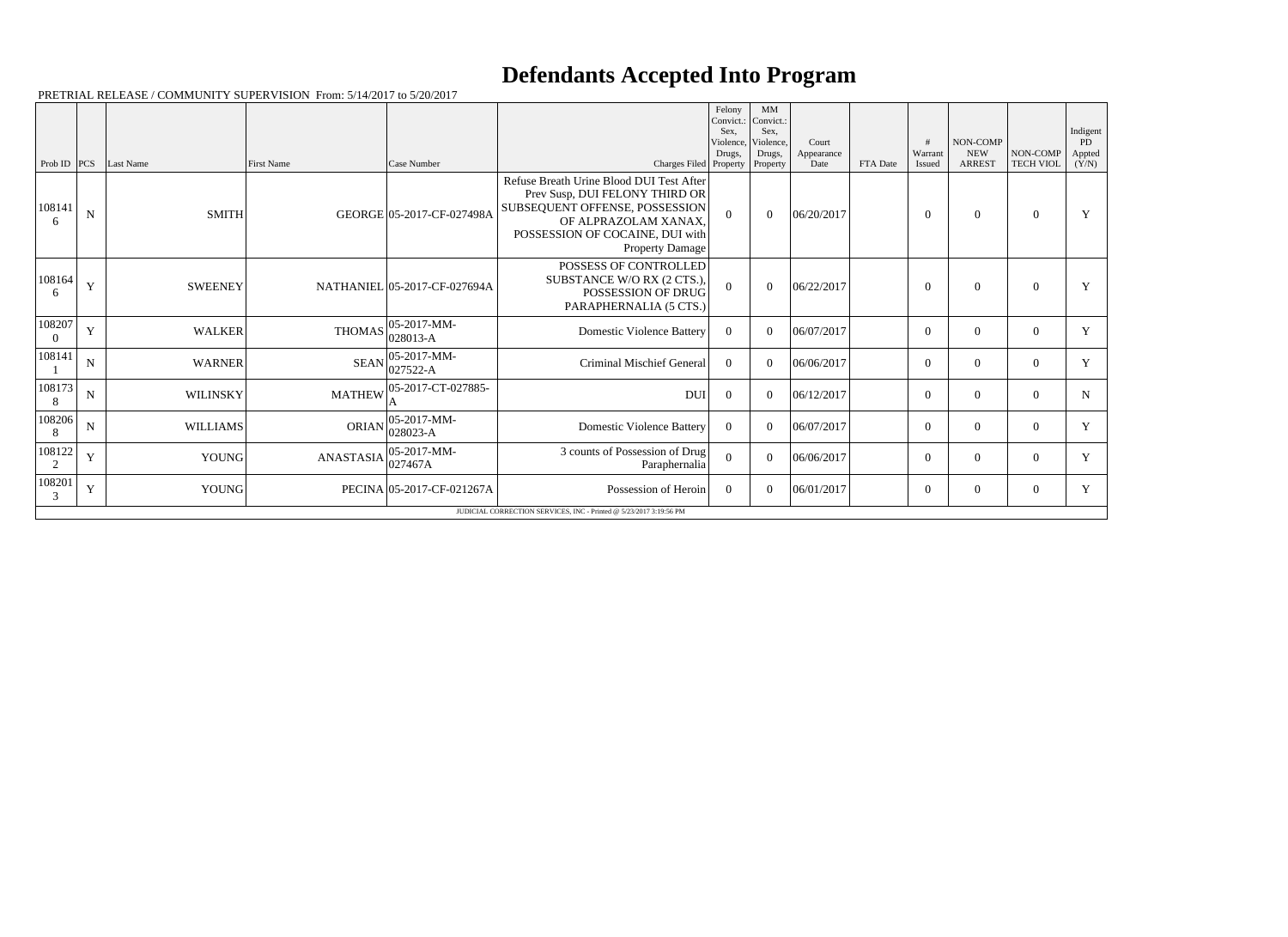# Defendants Accepted Into Program

PRETRIAL RELEASE / COMMUNITY SUPERVISION From: 5/14/2017 to 5/20/2017

| Prob ID | PCS | Last Name | First Name | Case Number | Charges Filed | Felony Convict.: Sex, Violence, Drugs, Property | MM Convict.: Sex, Violence, Drugs, Property | Court Appearance Date | FTA Date | # Warrant Issued | NON-COMP NEW ARREST | NON-COMP TECH VIOL | Indigent PD Appted (Y/N) |
|---|---|---|---|---|---|---|---|---|---|---|---|---|---|
| 1081416 | N | SMITH | GEORGE | 05-2017-CF-027498A | Refuse Breath Urine Blood DUI Test After Prev Susp, DUI FELONY THIRD OR SUBSEQUENT OFFENSE, POSSESSION OF ALPRAZOLAM XANAX, POSSESSION OF COCAINE, DUI with Property Damage | 0 | 0 | 06/20/2017 | | 0 | 0 | 0 | Y |
| 1081646 | Y | SWEENEY | NATHANIEL | 05-2017-CF-027694A | POSSESS OF CONTROLLED SUBSTANCE W/O RX (2 CTS.), POSSESSION OF DRUG PARAPHERNALIA (5 CTS.) | 0 | 0 | 06/22/2017 | | 0 | 0 | 0 | Y |
| 1082070 | Y | WALKER | THOMAS | 05-2017-MM-028013-A | Domestic Violence Battery | 0 | 0 | 06/07/2017 | | 0 | 0 | 0 | Y |
| 1081411 | N | WARNER | SEAN | 05-2017-MM-027522-A | Criminal Mischief General | 0 | 0 | 06/06/2017 | | 0 | 0 | 0 | Y |
| 1081738 | N | WILINSKY | MATHEW | 05-2017-CT-027885-A | DUI | 0 | 0 | 06/12/2017 | | 0 | 0 | 0 | N |
| 1082068 | N | WILLIAMS | ORIAN | 05-2017-MM-028023-A | Domestic Violence Battery | 0 | 0 | 06/07/2017 | | 0 | 0 | 0 | Y |
| 1081222 | Y | YOUNG | ANASTASIA | 05-2017-MM-027467A | 3 counts of Possession of Drug Paraphernalia | 0 | 0 | 06/06/2017 | | 0 | 0 | 0 | Y |
| 1082013 | Y | YOUNG | PECINA | 05-2017-CF-021267A | Possession of Heroin | 0 | 0 | 06/01/2017 | | 0 | 0 | 0 | Y |

JUDICIAL CORRECTION SERVICES, INC - Printed @ 5/23/2017 3:19:56 PM